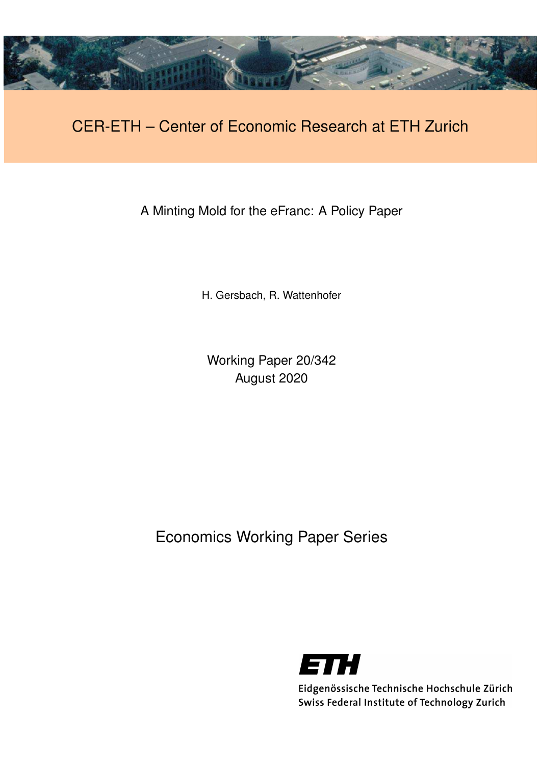CER-ETH – Center of Economic Research at ETH Zurich

# A Minting Mold for the eFranc: A Policy Paper

H. Gersbach, R. Wattenhofer

Working Paper 20/342
August 2020

Economics Working Paper Series

Eidgenössische Technische Hochschule Zürich
Swiss Federal Institute of Technology Zurich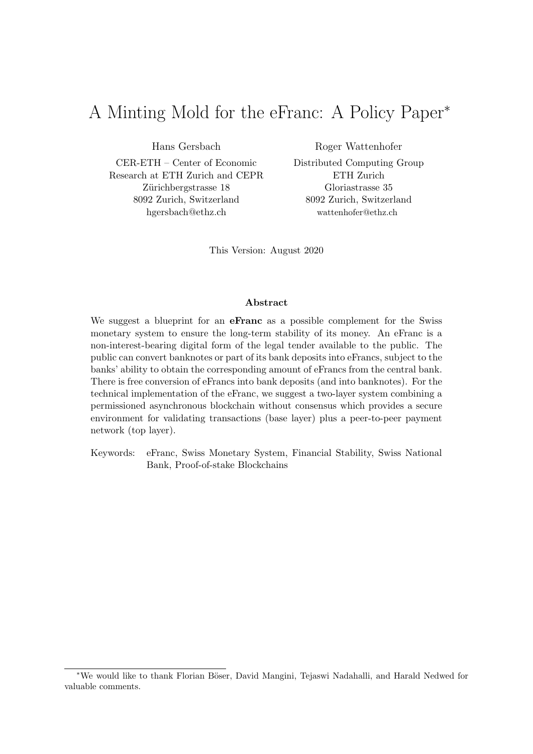# A Minting Mold for the eFranc: A Policy Paper*

Hans Gersbach
CER-ETH – Center of Economic Research at ETH Zurich and CEPR
Zürichbergstrasse 18
8092 Zurich, Switzerland
hgersbach@ethz.ch

Roger Wattenhofer
Distributed Computing Group
ETH Zurich
Gloriastrasse 35
8092 Zurich, Switzerland
wattenhofer@ethz.ch

This Version: August 2020

## Abstract

We suggest a blueprint for an **eFranc** as a possible complement for the Swiss monetary system to ensure the long-term stability of its money. An eFranc is a non-interest-bearing digital form of the legal tender available to the public. The public can convert banknotes or part of its bank deposits into eFrancs, subject to the banks' ability to obtain the corresponding amount of eFrancs from the central bank. There is free conversion of eFrancs into bank deposits (and into banknotes). For the technical implementation of the eFranc, we suggest a two-layer system combining a permissioned asynchronous blockchain without consensus which provides a secure environment for validating transactions (base layer) plus a peer-to-peer payment network (top layer).

Keywords: eFranc, Swiss Monetary System, Financial Stability, Swiss National Bank, Proof-of-stake Blockchains

*We would like to thank Florian Böser, David Mangini, Tejaswi Nadahalli, and Harald Nedwed for valuable comments.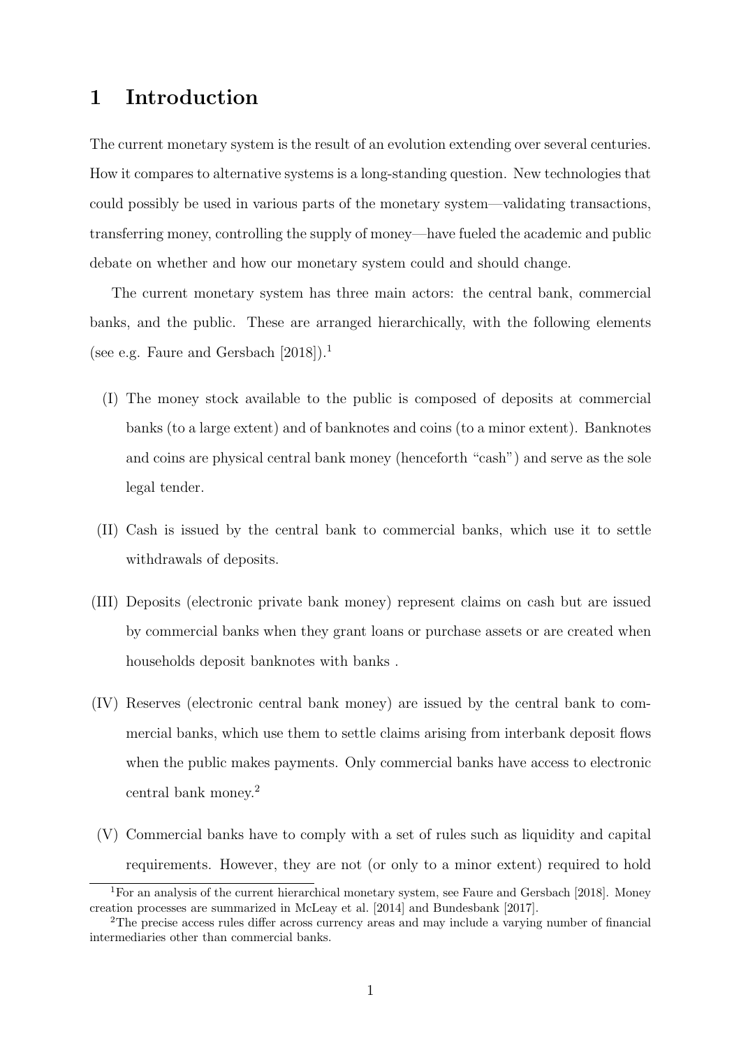# 1 Introduction

The current monetary system is the result of an evolution extending over several centuries. How it compares to alternative systems is a long-standing question. New technologies that could possibly be used in various parts of the monetary system—validating transactions, transferring money, controlling the supply of money—have fueled the academic and public debate on whether and how our monetary system could and should change.

The current monetary system has three main actors: the central bank, commercial banks, and the public. These are arranged hierarchically, with the following elements (see e.g. Faure and Gersbach [2018]).[1]

(I) The money stock available to the public is composed of deposits at commercial banks (to a large extent) and of banknotes and coins (to a minor extent). Banknotes and coins are physical central bank money (henceforth "cash") and serve as the sole legal tender.

(II) Cash is issued by the central bank to commercial banks, which use it to settle withdrawals of deposits.

(III) Deposits (electronic private bank money) represent claims on cash but are issued by commercial banks when they grant loans or purchase assets or are created when households deposit banknotes with banks .

(IV) Reserves (electronic central bank money) are issued by the central bank to commercial banks, which use them to settle claims arising from interbank deposit flows when the public makes payments. Only commercial banks have access to electronic central bank money.[2]

(V) Commercial banks have to comply with a set of rules such as liquidity and capital requirements. However, they are not (or only to a minor extent) required to hold

[1] For an analysis of the current hierarchical monetary system, see Faure and Gersbach [2018]. Money creation processes are summarized in McLeay et al. [2014] and Bundesbank [2017].

[2] The precise access rules differ across currency areas and may include a varying number of financial intermediaries other than commercial banks.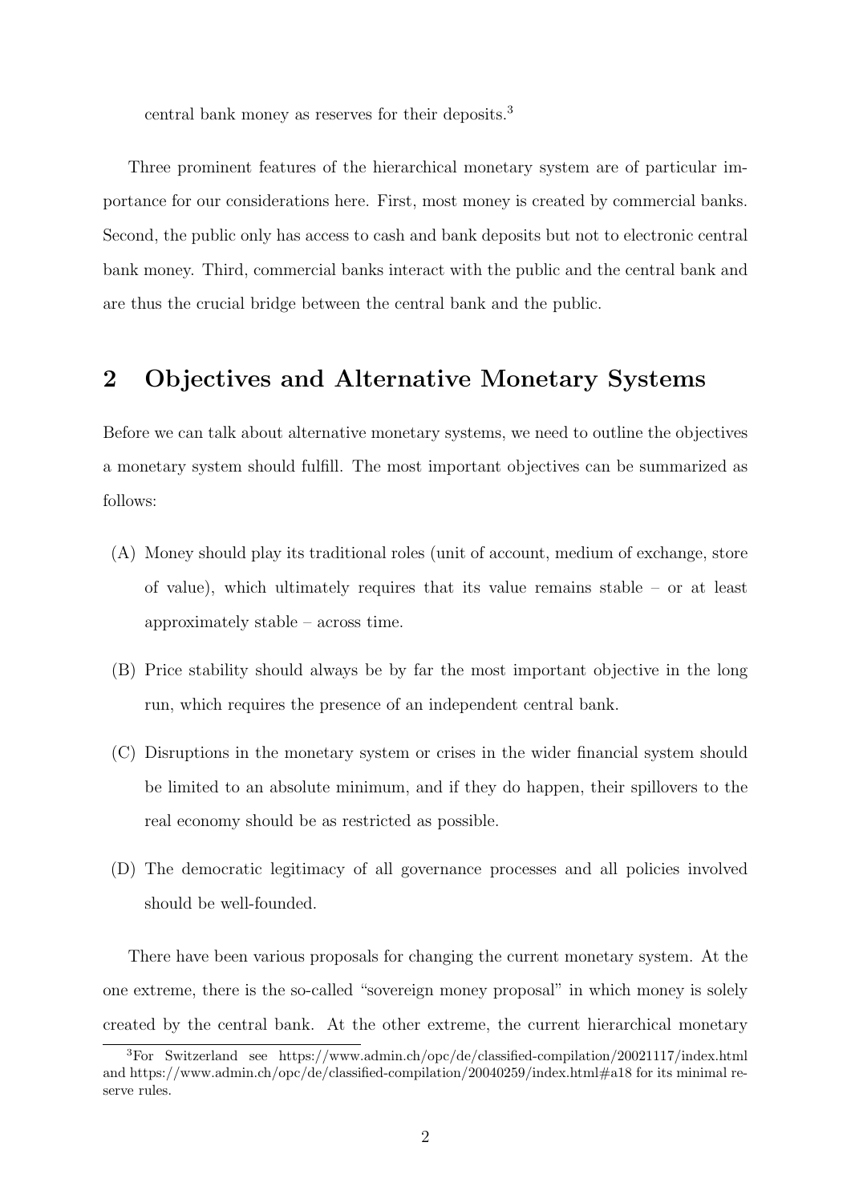central bank money as reserves for their deposits.[3]

Three prominent features of the hierarchical monetary system are of particular importance for our considerations here. First, most money is created by commercial banks. Second, the public only has access to cash and bank deposits but not to electronic central bank money. Third, commercial banks interact with the public and the central bank and are thus the crucial bridge between the central bank and the public.

## 2 Objectives and Alternative Monetary Systems

Before we can talk about alternative monetary systems, we need to outline the objectives a monetary system should fulfill. The most important objectives can be summarized as follows:

(A) Money should play its traditional roles (unit of account, medium of exchange, store of value), which ultimately requires that its value remains stable – or at least approximately stable – across time.

(B) Price stability should always be by far the most important objective in the long run, which requires the presence of an independent central bank.

(C) Disruptions in the monetary system or crises in the wider financial system should be limited to an absolute minimum, and if they do happen, their spillovers to the real economy should be as restricted as possible.

(D) The democratic legitimacy of all governance processes and all policies involved should be well-founded.

There have been various proposals for changing the current monetary system. At the one extreme, there is the so-called "sovereign money proposal" in which money is solely created by the central bank. At the other extreme, the current hierarchical monetary

[3]For Switzerland see https://www.admin.ch/opc/de/classified-compilation/20021117/index.html and https://www.admin.ch/opc/de/classified-compilation/20040259/index.html#a18 for its minimal reserve rules.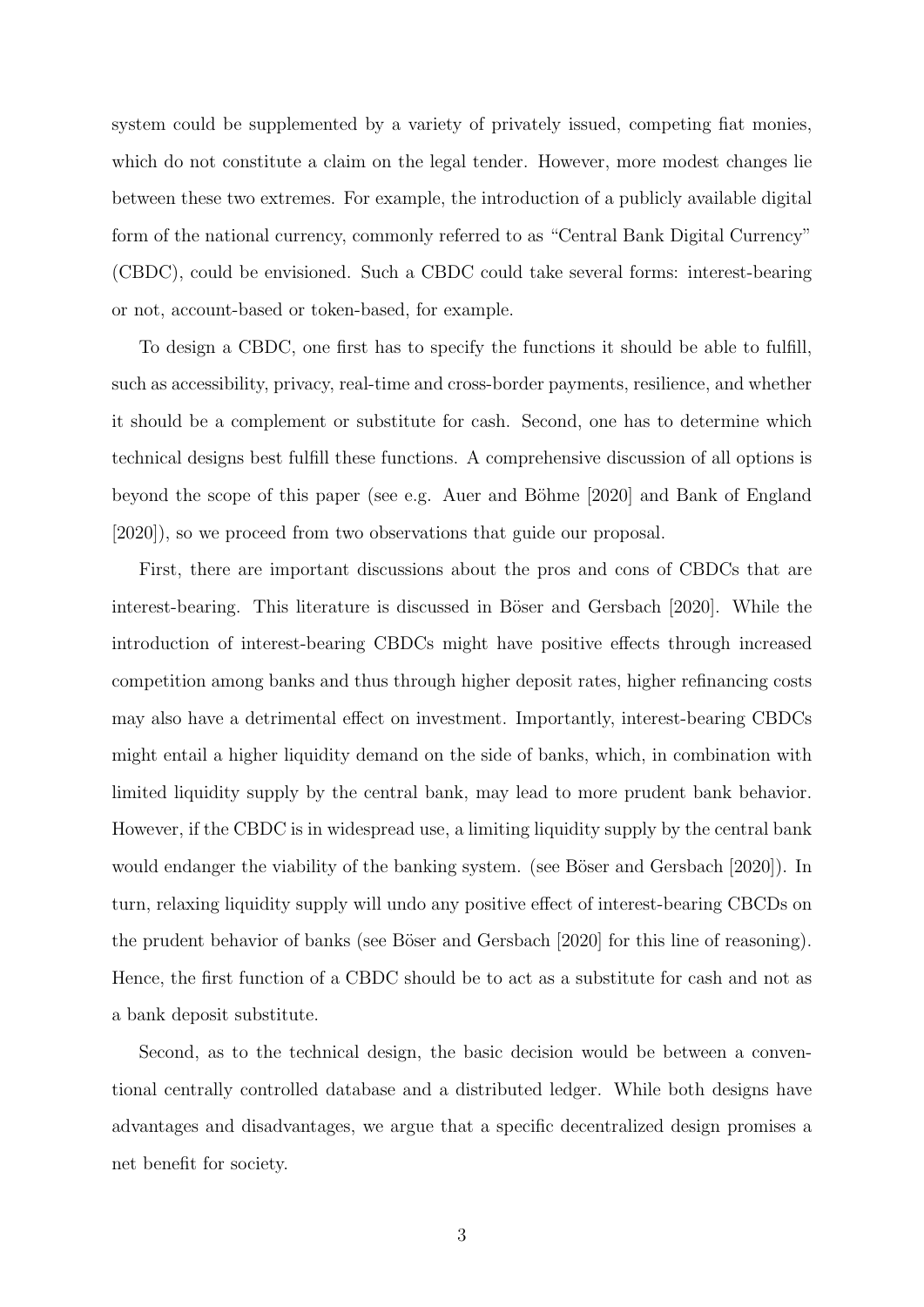system could be supplemented by a variety of privately issued, competing fiat monies, which do not constitute a claim on the legal tender. However, more modest changes lie between these two extremes. For example, the introduction of a publicly available digital form of the national currency, commonly referred to as "Central Bank Digital Currency" (CBDC), could be envisioned. Such a CBDC could take several forms: interest-bearing or not, account-based or token-based, for example.

To design a CBDC, one first has to specify the functions it should be able to fulfill, such as accessibility, privacy, real-time and cross-border payments, resilience, and whether it should be a complement or substitute for cash. Second, one has to determine which technical designs best fulfill these functions. A comprehensive discussion of all options is beyond the scope of this paper (see e.g. Auer and Böhme [2020] and Bank of England [2020]), so we proceed from two observations that guide our proposal.

First, there are important discussions about the pros and cons of CBDCs that are interest-bearing. This literature is discussed in Böser and Gersbach [2020]. While the introduction of interest-bearing CBDCs might have positive effects through increased competition among banks and thus through higher deposit rates, higher refinancing costs may also have a detrimental effect on investment. Importantly, interest-bearing CBDCs might entail a higher liquidity demand on the side of banks, which, in combination with limited liquidity supply by the central bank, may lead to more prudent bank behavior. However, if the CBDC is in widespread use, a limiting liquidity supply by the central bank would endanger the viability of the banking system. (see Böser and Gersbach [2020]). In turn, relaxing liquidity supply will undo any positive effect of interest-bearing CBCDs on the prudent behavior of banks (see Böser and Gersbach [2020] for this line of reasoning). Hence, the first function of a CBDC should be to act as a substitute for cash and not as a bank deposit substitute.

Second, as to the technical design, the basic decision would be between a conventional centrally controlled database and a distributed ledger. While both designs have advantages and disadvantages, we argue that a specific decentralized design promises a net benefit for society.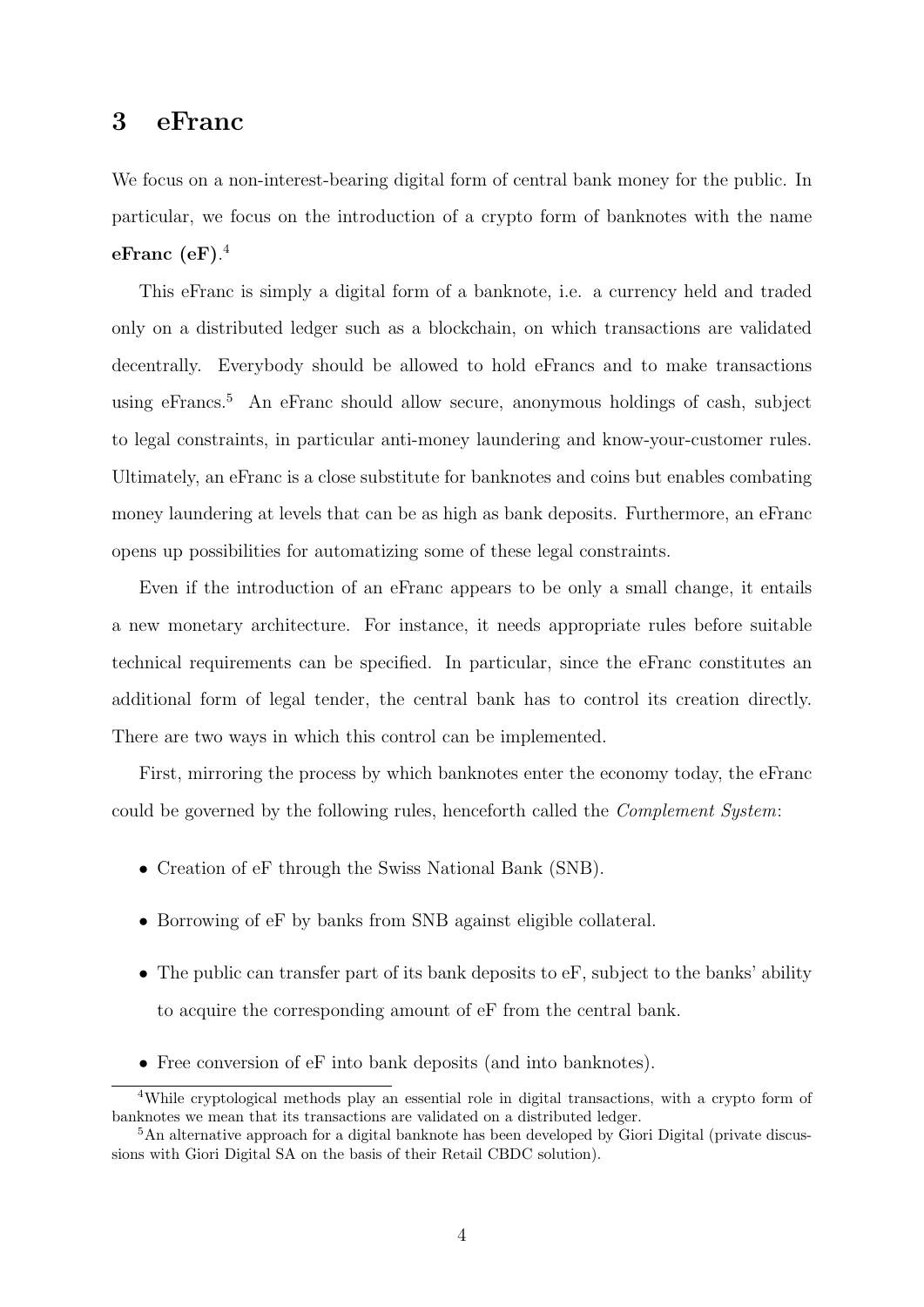## 3 eFranc

We focus on a non-interest-bearing digital form of central bank money for the public. In particular, we focus on the introduction of a crypto form of banknotes with the name **eFranc (eF)**.[4]

This eFranc is simply a digital form of a banknote, i.e. a currency held and traded only on a distributed ledger such as a blockchain, on which transactions are validated decentrally. Everybody should be allowed to hold eFrancs and to make transactions using eFrancs.[5] An eFranc should allow secure, anonymous holdings of cash, subject to legal constraints, in particular anti-money laundering and know-your-customer rules. Ultimately, an eFranc is a close substitute for banknotes and coins but enables combating money laundering at levels that can be as high as bank deposits. Furthermore, an eFranc opens up possibilities for automatizing some of these legal constraints.

Even if the introduction of an eFranc appears to be only a small change, it entails a new monetary architecture. For instance, it needs appropriate rules before suitable technical requirements can be specified. In particular, since the eFranc constitutes an additional form of legal tender, the central bank has to control its creation directly. There are two ways in which this control can be implemented.

First, mirroring the process by which banknotes enter the economy today, the eFranc could be governed by the following rules, henceforth called the *Complement System*:

- Creation of eF through the Swiss National Bank (SNB).
- Borrowing of eF by banks from SNB against eligible collateral.
- The public can transfer part of its bank deposits to eF, subject to the banks' ability to acquire the corresponding amount of eF from the central bank.
- Free conversion of eF into bank deposits (and into banknotes).

[4] While cryptological methods play an essential role in digital transactions, with a crypto form of banknotes we mean that its transactions are validated on a distributed ledger.

[5] An alternative approach for a digital banknote has been developed by Giori Digital (private discussions with Giori Digital SA on the basis of their Retail CBDC solution).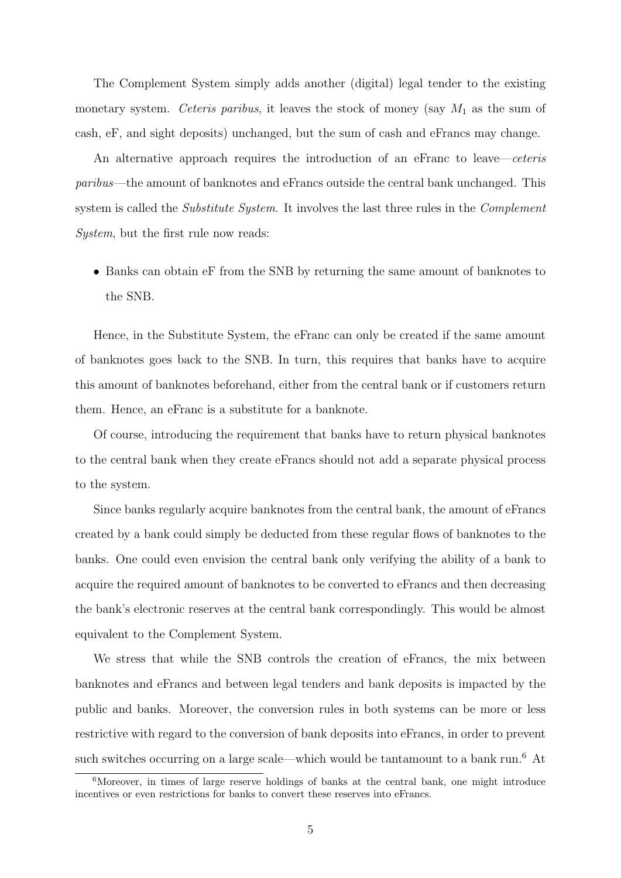The Complement System simply adds another (digital) legal tender to the existing monetary system. *Ceteris paribus*, it leaves the stock of money (say $M_1$ as the sum of cash, eF, and sight deposits) unchanged, but the sum of cash and eFrancs may change.

An alternative approach requires the introduction of an eFranc to leave—*ceteris paribus*—the amount of banknotes and eFrancs outside the central bank unchanged. This system is called the *Substitute System*. It involves the last three rules in the *Complement System*, but the first rule now reads:

- Banks can obtain eF from the SNB by returning the same amount of banknotes to the SNB.

Hence, in the Substitute System, the eFranc can only be created if the same amount of banknotes goes back to the SNB. In turn, this requires that banks have to acquire this amount of banknotes beforehand, either from the central bank or if customers return them. Hence, an eFranc is a substitute for a banknote.

Of course, introducing the requirement that banks have to return physical banknotes to the central bank when they create eFrancs should not add a separate physical process to the system.

Since banks regularly acquire banknotes from the central bank, the amount of eFrancs created by a bank could simply be deducted from these regular flows of banknotes to the banks. One could even envision the central bank only verifying the ability of a bank to acquire the required amount of banknotes to be converted to eFrancs and then decreasing the bank's electronic reserves at the central bank correspondingly. This would be almost equivalent to the Complement System.

We stress that while the SNB controls the creation of eFrancs, the mix between banknotes and eFrancs and between legal tenders and bank deposits is impacted by the public and banks. Moreover, the conversion rules in both systems can be more or less restrictive with regard to the conversion of bank deposits into eFrancs, in order to prevent such switches occurring on a large scale—which would be tantamount to a bank run.[6] At

[6] Moreover, in times of large reserve holdings of banks at the central bank, one might introduce incentives or even restrictions for banks to convert these reserves into eFrancs.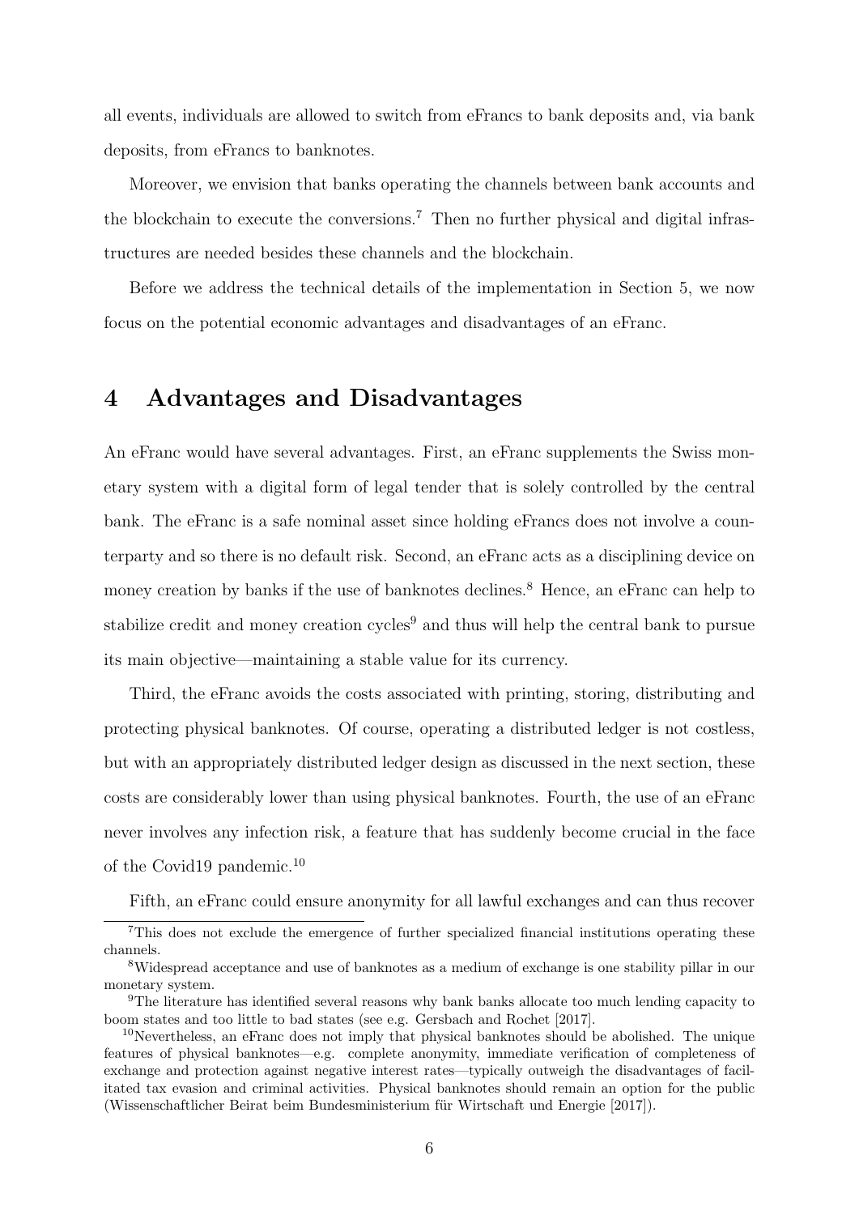all events, individuals are allowed to switch from eFrancs to bank deposits and, via bank deposits, from eFrancs to banknotes.

Moreover, we envision that banks operating the channels between bank accounts and the blockchain to execute the conversions.[7] Then no further physical and digital infrastructures are needed besides these channels and the blockchain.

Before we address the technical details of the implementation in Section 5, we now focus on the potential economic advantages and disadvantages of an eFranc.

# 4 Advantages and Disadvantages

An eFranc would have several advantages. First, an eFranc supplements the Swiss monetary system with a digital form of legal tender that is solely controlled by the central bank. The eFranc is a safe nominal asset since holding eFrancs does not involve a counterparty and so there is no default risk. Second, an eFranc acts as a disciplining device on money creation by banks if the use of banknotes declines.[8] Hence, an eFranc can help to stabilize credit and money creation cycles[9] and thus will help the central bank to pursue its main objective—maintaining a stable value for its currency.

Third, the eFranc avoids the costs associated with printing, storing, distributing and protecting physical banknotes. Of course, operating a distributed ledger is not costless, but with an appropriately distributed ledger design as discussed in the next section, these costs are considerably lower than using physical banknotes. Fourth, the use of an eFranc never involves any infection risk, a feature that has suddenly become crucial in the face of the Covid19 pandemic.[10]

Fifth, an eFranc could ensure anonymity for all lawful exchanges and can thus recover

[7] This does not exclude the emergence of further specialized financial institutions operating these channels.

[8] Widespread acceptance and use of banknotes as a medium of exchange is one stability pillar in our monetary system.

[9] The literature has identified several reasons why bank banks allocate too much lending capacity to boom states and too little to bad states (see e.g. Gersbach and Rochet [2017].

[10] Nevertheless, an eFranc does not imply that physical banknotes should be abolished. The unique features of physical banknotes—e.g. complete anonymity, immediate verification of completeness of exchange and protection against negative interest rates—typically outweigh the disadvantages of facilitated tax evasion and criminal activities. Physical banknotes should remain an option for the public (Wissenschaftlicher Beirat beim Bundesministerium für Wirtschaft und Energie [2017]).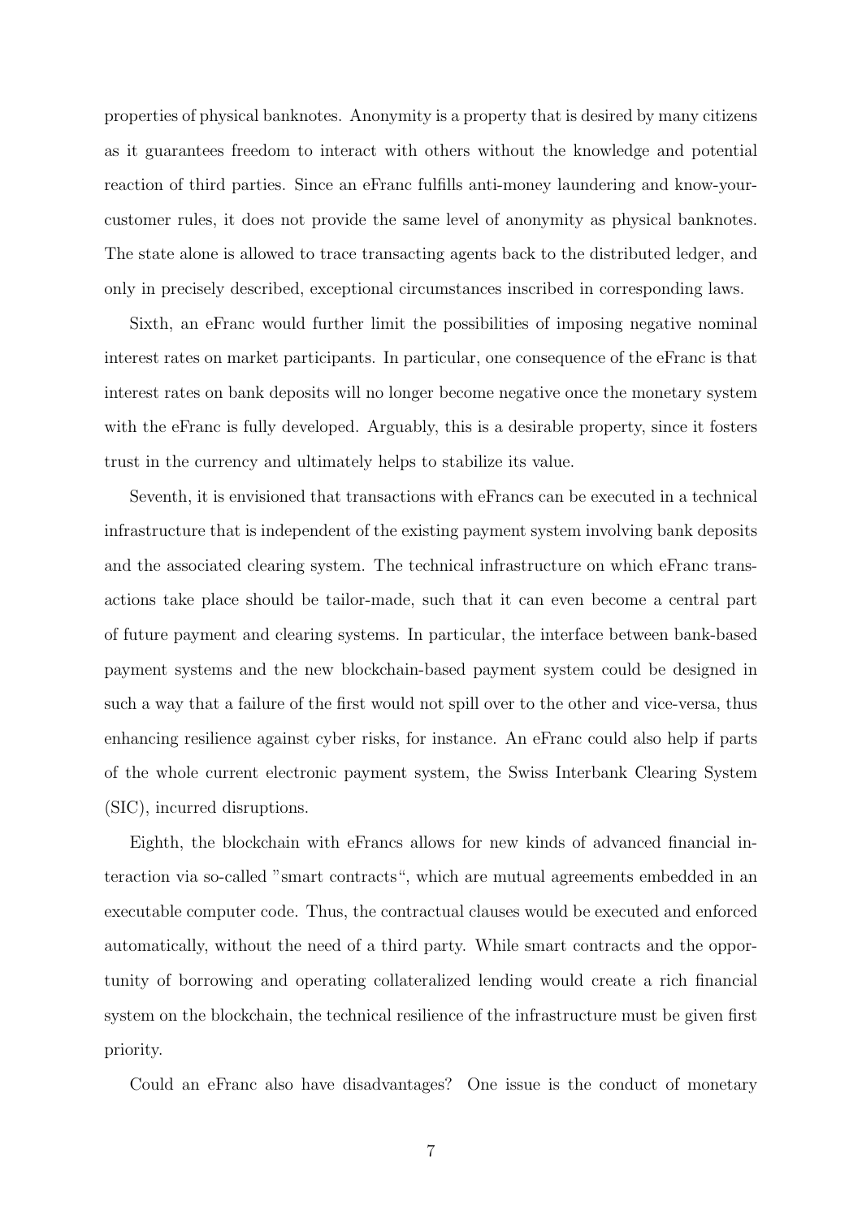properties of physical banknotes. Anonymity is a property that is desired by many citizens as it guarantees freedom to interact with others without the knowledge and potential reaction of third parties. Since an eFranc fulfills anti-money laundering and know-your-customer rules, it does not provide the same level of anonymity as physical banknotes. The state alone is allowed to trace transacting agents back to the distributed ledger, and only in precisely described, exceptional circumstances inscribed in corresponding laws.

Sixth, an eFranc would further limit the possibilities of imposing negative nominal interest rates on market participants. In particular, one consequence of the eFranc is that interest rates on bank deposits will no longer become negative once the monetary system with the eFranc is fully developed. Arguably, this is a desirable property, since it fosters trust in the currency and ultimately helps to stabilize its value.

Seventh, it is envisioned that transactions with eFrancs can be executed in a technical infrastructure that is independent of the existing payment system involving bank deposits and the associated clearing system. The technical infrastructure on which eFranc transactions take place should be tailor-made, such that it can even become a central part of future payment and clearing systems. In particular, the interface between bank-based payment systems and the new blockchain-based payment system could be designed in such a way that a failure of the first would not spill over to the other and vice-versa, thus enhancing resilience against cyber risks, for instance. An eFranc could also help if parts of the whole current electronic payment system, the Swiss Interbank Clearing System (SIC), incurred disruptions.

Eighth, the blockchain with eFrancs allows for new kinds of advanced financial interaction via so-called "smart contracts", which are mutual agreements embedded in an executable computer code. Thus, the contractual clauses would be executed and enforced automatically, without the need of a third party. While smart contracts and the opportunity of borrowing and operating collateralized lending would create a rich financial system on the blockchain, the technical resilience of the infrastructure must be given first priority.

Could an eFranc also have disadvantages? One issue is the conduct of monetary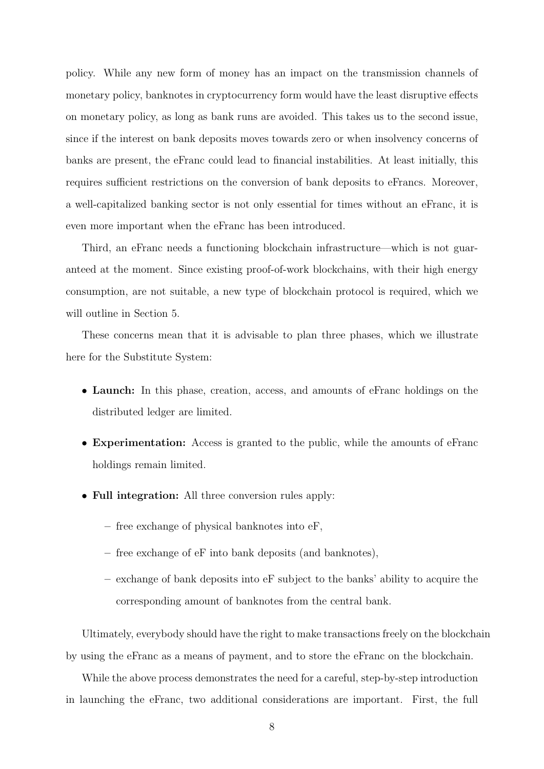policy. While any new form of money has an impact on the transmission channels of monetary policy, banknotes in cryptocurrency form would have the least disruptive effects on monetary policy, as long as bank runs are avoided. This takes us to the second issue, since if the interest on bank deposits moves towards zero or when insolvency concerns of banks are present, the eFranc could lead to financial instabilities. At least initially, this requires sufficient restrictions on the conversion of bank deposits to eFrancs. Moreover, a well-capitalized banking sector is not only essential for times without an eFranc, it is even more important when the eFranc has been introduced.

Third, an eFranc needs a functioning blockchain infrastructure—which is not guaranteed at the moment. Since existing proof-of-work blockchains, with their high energy consumption, are not suitable, a new type of blockchain protocol is required, which we will outline in Section 5.

These concerns mean that it is advisable to plan three phases, which we illustrate here for the Substitute System:

- **Launch:** In this phase, creation, access, and amounts of eFranc holdings on the distributed ledger are limited.
- **Experimentation:** Access is granted to the public, while the amounts of eFranc holdings remain limited.
- **Full integration:** All three conversion rules apply:
  - free exchange of physical banknotes into eF,
  - free exchange of eF into bank deposits (and banknotes),
  - exchange of bank deposits into eF subject to the banks' ability to acquire the corresponding amount of banknotes from the central bank.

Ultimately, everybody should have the right to make transactions freely on the blockchain by using the eFranc as a means of payment, and to store the eFranc on the blockchain.

While the above process demonstrates the need for a careful, step-by-step introduction in launching the eFranc, two additional considerations are important. First, the full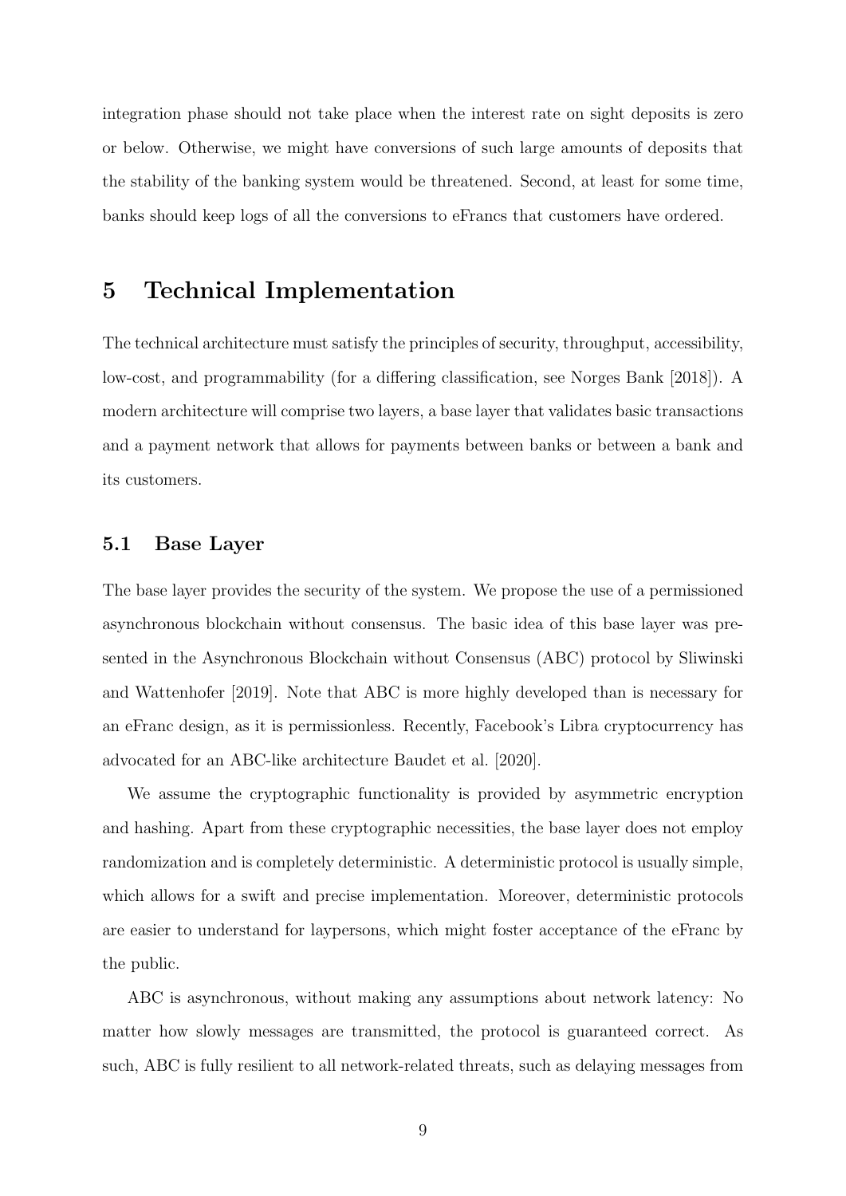integration phase should not take place when the interest rate on sight deposits is zero or below. Otherwise, we might have conversions of such large amounts of deposits that the stability of the banking system would be threatened. Second, at least for some time, banks should keep logs of all the conversions to eFrancs that customers have ordered.

# 5 Technical Implementation

The technical architecture must satisfy the principles of security, throughput, accessibility, low-cost, and programmability (for a differing classification, see Norges Bank [2018]). A modern architecture will comprise two layers, a base layer that validates basic transactions and a payment network that allows for payments between banks or between a bank and its customers.

## 5.1 Base Layer

The base layer provides the security of the system. We propose the use of a permissioned asynchronous blockchain without consensus. The basic idea of this base layer was presented in the Asynchronous Blockchain without Consensus (ABC) protocol by Sliwinski and Wattenhofer [2019]. Note that ABC is more highly developed than is necessary for an eFranc design, as it is permissionless. Recently, Facebook's Libra cryptocurrency has advocated for an ABC-like architecture Baudet et al. [2020].

We assume the cryptographic functionality is provided by asymmetric encryption and hashing. Apart from these cryptographic necessities, the base layer does not employ randomization and is completely deterministic. A deterministic protocol is usually simple, which allows for a swift and precise implementation. Moreover, deterministic protocols are easier to understand for laypersons, which might foster acceptance of the eFranc by the public.

ABC is asynchronous, without making any assumptions about network latency: No matter how slowly messages are transmitted, the protocol is guaranteed correct. As such, ABC is fully resilient to all network-related threats, such as delaying messages from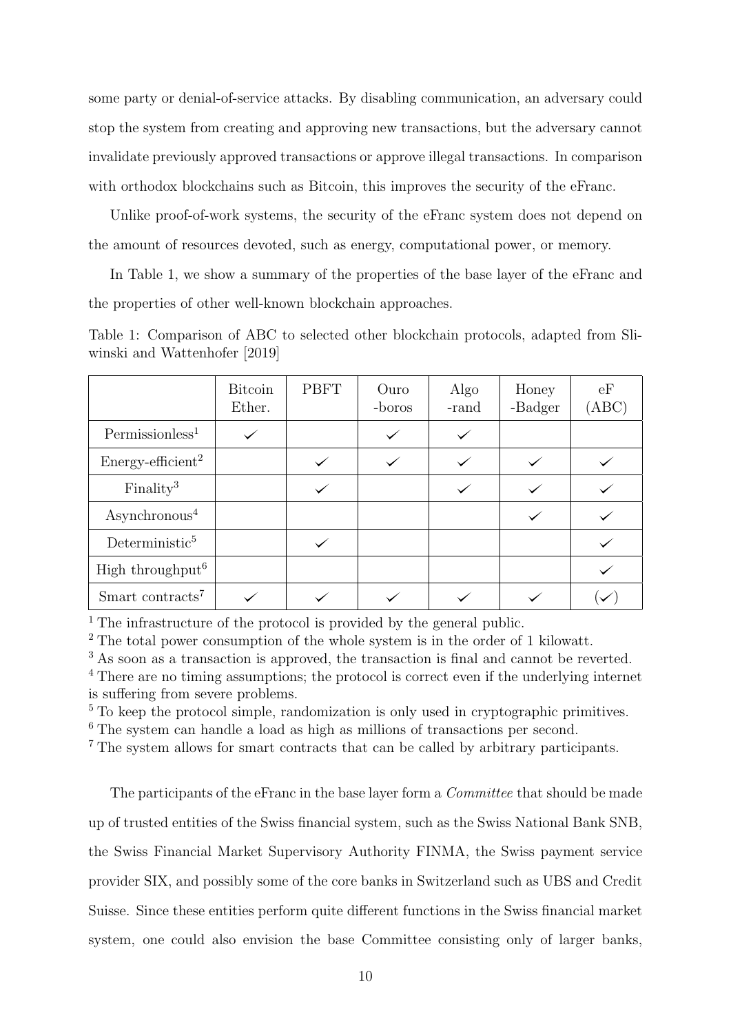some party or denial-of-service attacks. By disabling communication, an adversary could stop the system from creating and approving new transactions, but the adversary cannot invalidate previously approved transactions or approve illegal transactions. In comparison with orthodox blockchains such as Bitcoin, this improves the security of the eFranc.

Unlike proof-of-work systems, the security of the eFranc system does not depend on the amount of resources devoted, such as energy, computational power, or memory.

In Table 1, we show a summary of the properties of the base layer of the eFranc and the properties of other well-known blockchain approaches.

Table 1: Comparison of ABC to selected other blockchain protocols, adapted from Sliwinski and Wattenhofer [2019]

| | Bitcoin Ether. | PBFT | Ouro -boros | Algo -rand | Honey -Badger | eF (ABC) |
|---|---|---|---|---|---|---|
| Permissionless[1] | ✓ | | ✓ | ✓ | | |
| Energy-efficient[2] | | ✓ | ✓ | ✓ | ✓ | ✓ |
| Finality[3] | | ✓ | | ✓ | ✓ | ✓ |
| Asynchronous[4] | | | | | ✓ | ✓ |
| Deterministic[5] | | ✓ | | | | ✓ |
| High throughput[6] | | | | | | ✓ |
| Smart contracts[7] | ✓ | ✓ | ✓ | ✓ | ✓ | (✓) |

[1] The infrastructure of the protocol is provided by the general public.
[2] The total power consumption of the whole system is in the order of 1 kilowatt.
[3] As soon as a transaction is approved, the transaction is final and cannot be reverted.
[4] There are no timing assumptions; the protocol is correct even if the underlying internet is suffering from severe problems.
[5] To keep the protocol simple, randomization is only used in cryptographic primitives.
[6] The system can handle a load as high as millions of transactions per second.
[7] The system allows for smart contracts that can be called by arbitrary participants.

The participants of the eFranc in the base layer form a *Committee* that should be made up of trusted entities of the Swiss financial system, such as the Swiss National Bank SNB, the Swiss Financial Market Supervisory Authority FINMA, the Swiss payment service provider SIX, and possibly some of the core banks in Switzerland such as UBS and Credit Suisse. Since these entities perform quite different functions in the Swiss financial market system, one could also envision the base Committee consisting only of larger banks,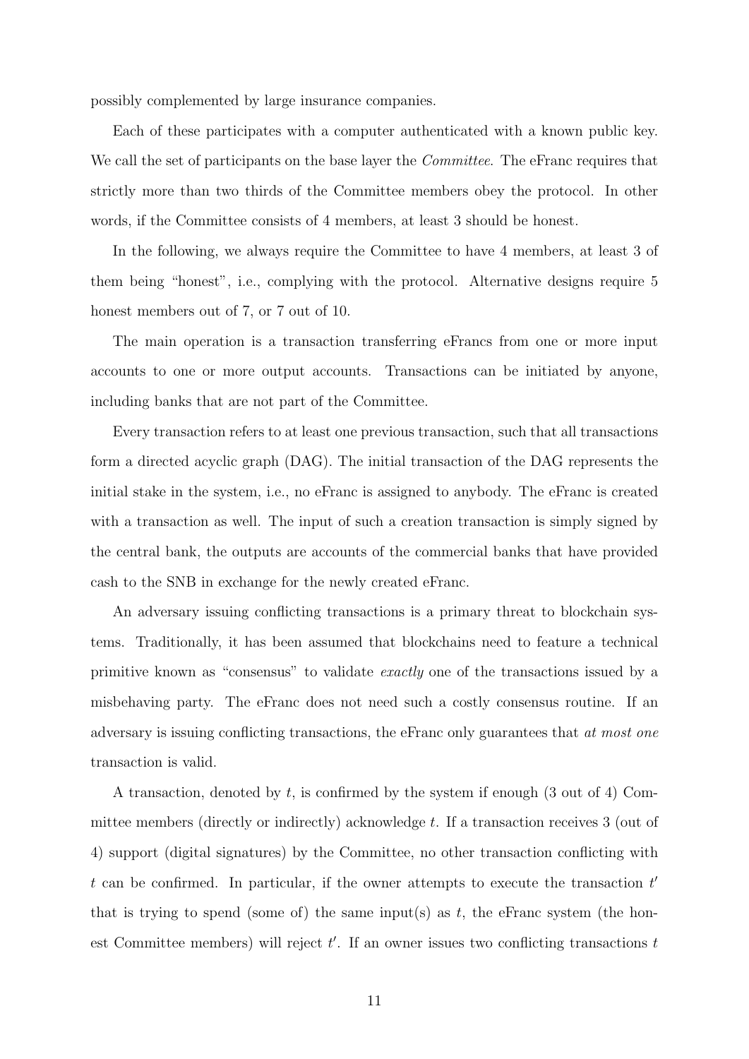possibly complemented by large insurance companies.

Each of these participates with a computer authenticated with a known public key. We call the set of participants on the base layer the *Committee*. The eFranc requires that strictly more than two thirds of the Committee members obey the protocol. In other words, if the Committee consists of 4 members, at least 3 should be honest.

In the following, we always require the Committee to have 4 members, at least 3 of them being "honest", i.e., complying with the protocol. Alternative designs require 5 honest members out of 7, or 7 out of 10.

The main operation is a transaction transferring eFrancs from one or more input accounts to one or more output accounts. Transactions can be initiated by anyone, including banks that are not part of the Committee.

Every transaction refers to at least one previous transaction, such that all transactions form a directed acyclic graph (DAG). The initial transaction of the DAG represents the initial stake in the system, i.e., no eFranc is assigned to anybody. The eFranc is created with a transaction as well. The input of such a creation transaction is simply signed by the central bank, the outputs are accounts of the commercial banks that have provided cash to the SNB in exchange for the newly created eFranc.

An adversary issuing conflicting transactions is a primary threat to blockchain systems. Traditionally, it has been assumed that blockchains need to feature a technical primitive known as "consensus" to validate *exactly* one of the transactions issued by a misbehaving party. The eFranc does not need such a costly consensus routine. If an adversary is issuing conflicting transactions, the eFranc only guarantees that *at most one* transaction is valid.

A transaction, denoted by $t$, is confirmed by the system if enough (3 out of 4) Committee members (directly or indirectly) acknowledge $t$. If a transaction receives 3 (out of 4) support (digital signatures) by the Committee, no other transaction conflicting with $t$ can be confirmed. In particular, if the owner attempts to execute the transaction $t'$ that is trying to spend (some of) the same input(s) as $t$, the eFranc system (the honest Committee members) will reject $t'$. If an owner issues two conflicting transactions $t$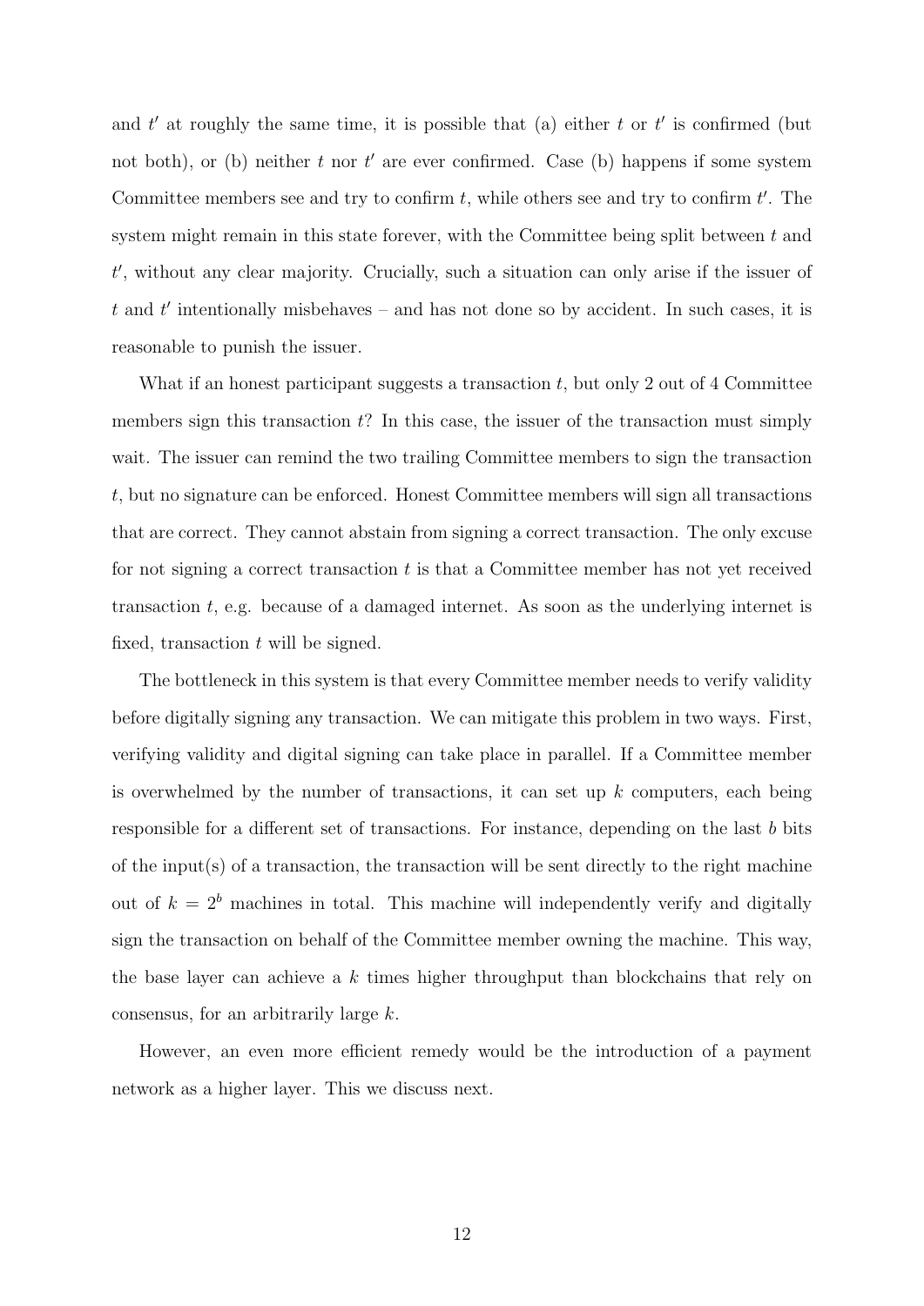and $t'$ at roughly the same time, it is possible that (a) either $t$ or $t'$ is confirmed (but not both), or (b) neither $t$ nor $t'$ are ever confirmed. Case (b) happens if some system Committee members see and try to confirm $t$, while others see and try to confirm $t'$. The system might remain in this state forever, with the Committee being split between $t$ and $t'$, without any clear majority. Crucially, such a situation can only arise if the issuer of $t$ and $t'$ intentionally misbehaves – and has not done so by accident. In such cases, it is reasonable to punish the issuer.

What if an honest participant suggests a transaction $t$, but only 2 out of 4 Committee members sign this transaction $t$? In this case, the issuer of the transaction must simply wait. The issuer can remind the two trailing Committee members to sign the transaction $t$, but no signature can be enforced. Honest Committee members will sign all transactions that are correct. They cannot abstain from signing a correct transaction. The only excuse for not signing a correct transaction $t$ is that a Committee member has not yet received transaction $t$, e.g. because of a damaged internet. As soon as the underlying internet is fixed, transaction $t$ will be signed.

The bottleneck in this system is that every Committee member needs to verify validity before digitally signing any transaction. We can mitigate this problem in two ways. First, verifying validity and digital signing can take place in parallel. If a Committee member is overwhelmed by the number of transactions, it can set up $k$ computers, each being responsible for a different set of transactions. For instance, depending on the last $b$ bits of the input(s) of a transaction, the transaction will be sent directly to the right machine out of $k = 2^b$ machines in total. This machine will independently verify and digitally sign the transaction on behalf of the Committee member owning the machine. This way, the base layer can achieve a $k$ times higher throughput than blockchains that rely on consensus, for an arbitrarily large $k$.

However, an even more efficient remedy would be the introduction of a payment network as a higher layer. This we discuss next.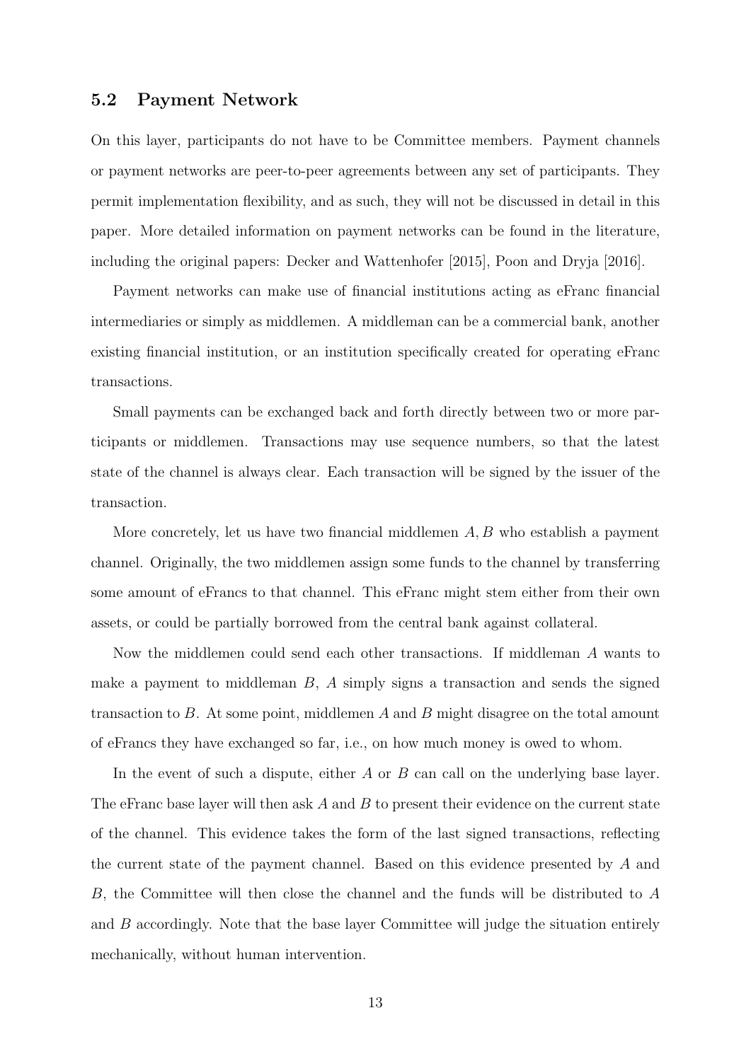## 5.2 Payment Network

On this layer, participants do not have to be Committee members. Payment channels or payment networks are peer-to-peer agreements between any set of participants. They permit implementation flexibility, and as such, they will not be discussed in detail in this paper. More detailed information on payment networks can be found in the literature, including the original papers: Decker and Wattenhofer [2015], Poon and Dryja [2016].

Payment networks can make use of financial institutions acting as eFranc financial intermediaries or simply as middlemen. A middleman can be a commercial bank, another existing financial institution, or an institution specifically created for operating eFranc transactions.

Small payments can be exchanged back and forth directly between two or more participants or middlemen. Transactions may use sequence numbers, so that the latest state of the channel is always clear. Each transaction will be signed by the issuer of the transaction.

More concretely, let us have two financial middlemen $A, B$ who establish a payment channel. Originally, the two middlemen assign some funds to the channel by transferring some amount of eFrancs to that channel. This eFranc might stem either from their own assets, or could be partially borrowed from the central bank against collateral.

Now the middlemen could send each other transactions. If middleman $A$ wants to make a payment to middleman $B$, $A$ simply signs a transaction and sends the signed transaction to $B$. At some point, middlemen $A$ and $B$ might disagree on the total amount of eFrancs they have exchanged so far, i.e., on how much money is owed to whom.

In the event of such a dispute, either $A$ or $B$ can call on the underlying base layer. The eFranc base layer will then ask $A$ and $B$ to present their evidence on the current state of the channel. This evidence takes the form of the last signed transactions, reflecting the current state of the payment channel. Based on this evidence presented by $A$ and $B$, the Committee will then close the channel and the funds will be distributed to $A$ and $B$ accordingly. Note that the base layer Committee will judge the situation entirely mechanically, without human intervention.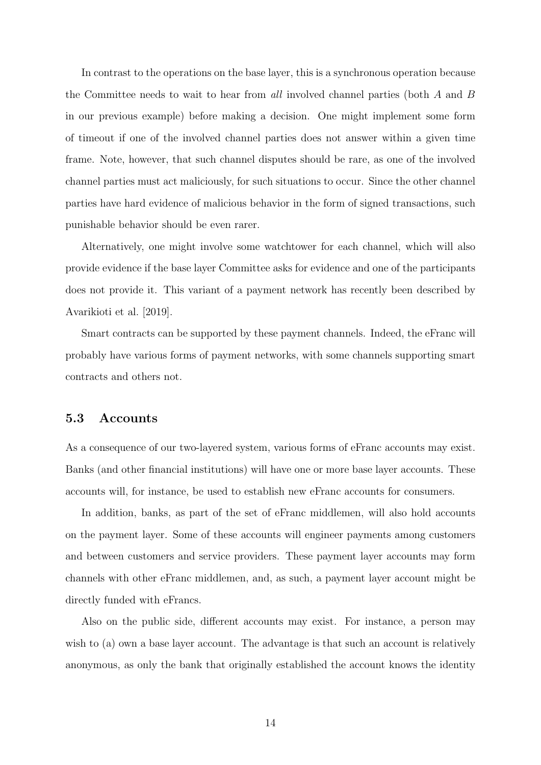In contrast to the operations on the base layer, this is a synchronous operation because the Committee needs to wait to hear from *all* involved channel parties (both $A$ and $B$ in our previous example) before making a decision. One might implement some form of timeout if one of the involved channel parties does not answer within a given time frame. Note, however, that such channel disputes should be rare, as one of the involved channel parties must act maliciously, for such situations to occur. Since the other channel parties have hard evidence of malicious behavior in the form of signed transactions, such punishable behavior should be even rarer.

Alternatively, one might involve some watchtower for each channel, which will also provide evidence if the base layer Committee asks for evidence and one of the participants does not provide it. This variant of a payment network has recently been described by Avarikioti et al. [2019].

Smart contracts can be supported by these payment channels. Indeed, the eFranc will probably have various forms of payment networks, with some channels supporting smart contracts and others not.

### 5.3 Accounts

As a consequence of our two-layered system, various forms of eFranc accounts may exist. Banks (and other financial institutions) will have one or more base layer accounts. These accounts will, for instance, be used to establish new eFranc accounts for consumers.

In addition, banks, as part of the set of eFranc middlemen, will also hold accounts on the payment layer. Some of these accounts will engineer payments among customers and between customers and service providers. These payment layer accounts may form channels with other eFranc middlemen, and, as such, a payment layer account might be directly funded with eFrancs.

Also on the public side, different accounts may exist. For instance, a person may wish to (a) own a base layer account. The advantage is that such an account is relatively anonymous, as only the bank that originally established the account knows the identity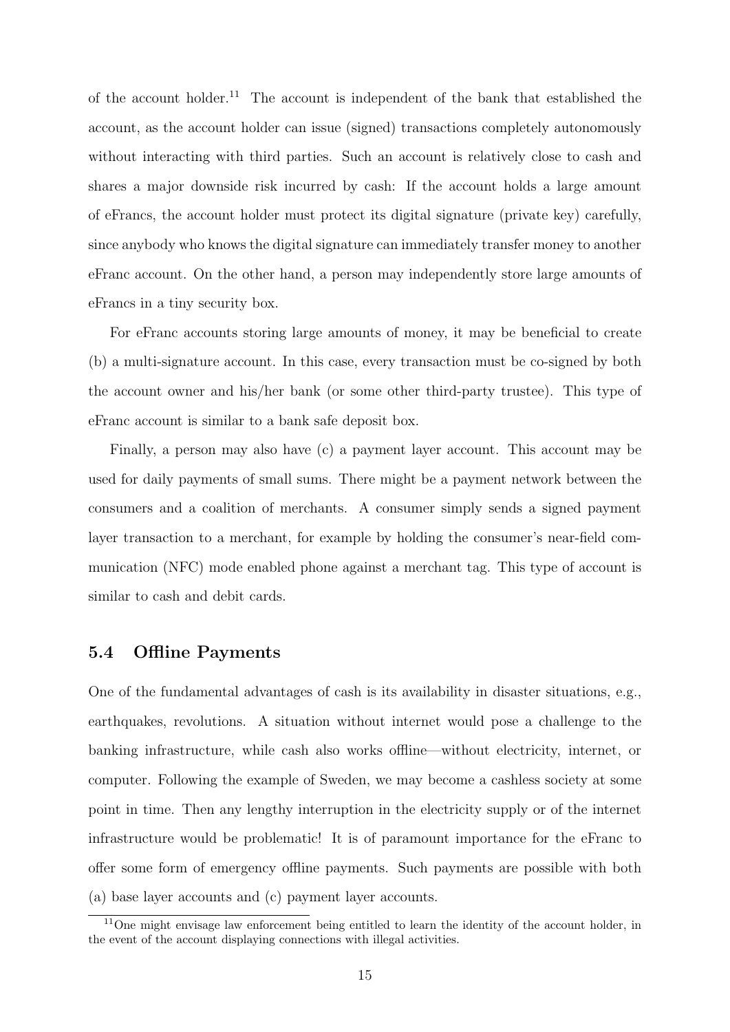of the account holder.[11] The account is independent of the bank that established the account, as the account holder can issue (signed) transactions completely autonomously without interacting with third parties. Such an account is relatively close to cash and shares a major downside risk incurred by cash: If the account holds a large amount of eFrancs, the account holder must protect its digital signature (private key) carefully, since anybody who knows the digital signature can immediately transfer money to another eFranc account. On the other hand, a person may independently store large amounts of eFrancs in a tiny security box.

For eFranc accounts storing large amounts of money, it may be beneficial to create (b) a multi-signature account. In this case, every transaction must be co-signed by both the account owner and his/her bank (or some other third-party trustee). This type of eFranc account is similar to a bank safe deposit box.

Finally, a person may also have (c) a payment layer account. This account may be used for daily payments of small sums. There might be a payment network between the consumers and a coalition of merchants. A consumer simply sends a signed payment layer transaction to a merchant, for example by holding the consumer's near-field communication (NFC) mode enabled phone against a merchant tag. This type of account is similar to cash and debit cards.

## 5.4 Offline Payments

One of the fundamental advantages of cash is its availability in disaster situations, e.g., earthquakes, revolutions. A situation without internet would pose a challenge to the banking infrastructure, while cash also works offline—without electricity, internet, or computer. Following the example of Sweden, we may become a cashless society at some point in time. Then any lengthy interruption in the electricity supply or of the internet infrastructure would be problematic! It is of paramount importance for the eFranc to offer some form of emergency offline payments. Such payments are possible with both (a) base layer accounts and (c) payment layer accounts.

[11] One might envisage law enforcement being entitled to learn the identity of the account holder, in the event of the account displaying connections with illegal activities.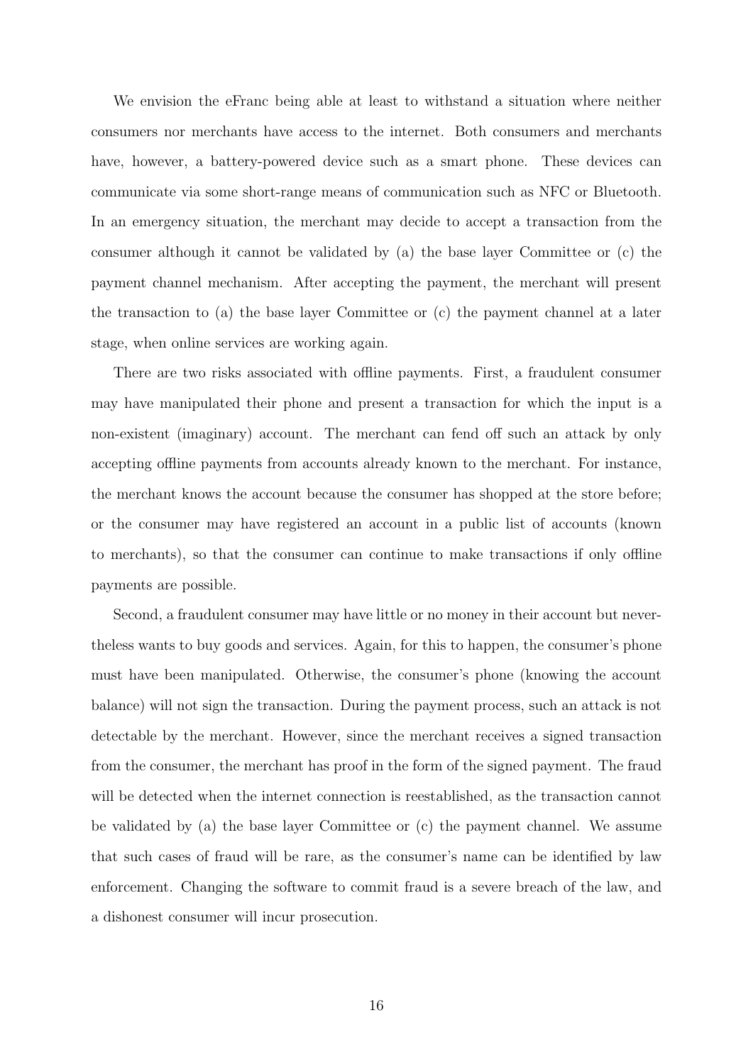We envision the eFranc being able at least to withstand a situation where neither consumers nor merchants have access to the internet. Both consumers and merchants have, however, a battery-powered device such as a smart phone. These devices can communicate via some short-range means of communication such as NFC or Bluetooth. In an emergency situation, the merchant may decide to accept a transaction from the consumer although it cannot be validated by (a) the base layer Committee or (c) the payment channel mechanism. After accepting the payment, the merchant will present the transaction to (a) the base layer Committee or (c) the payment channel at a later stage, when online services are working again.

There are two risks associated with offline payments. First, a fraudulent consumer may have manipulated their phone and present a transaction for which the input is a non-existent (imaginary) account. The merchant can fend off such an attack by only accepting offline payments from accounts already known to the merchant. For instance, the merchant knows the account because the consumer has shopped at the store before; or the consumer may have registered an account in a public list of accounts (known to merchants), so that the consumer can continue to make transactions if only offline payments are possible.

Second, a fraudulent consumer may have little or no money in their account but nevertheless wants to buy goods and services. Again, for this to happen, the consumer's phone must have been manipulated. Otherwise, the consumer's phone (knowing the account balance) will not sign the transaction. During the payment process, such an attack is not detectable by the merchant. However, since the merchant receives a signed transaction from the consumer, the merchant has proof in the form of the signed payment. The fraud will be detected when the internet connection is reestablished, as the transaction cannot be validated by (a) the base layer Committee or (c) the payment channel. We assume that such cases of fraud will be rare, as the consumer's name can be identified by law enforcement. Changing the software to commit fraud is a severe breach of the law, and a dishonest consumer will incur prosecution.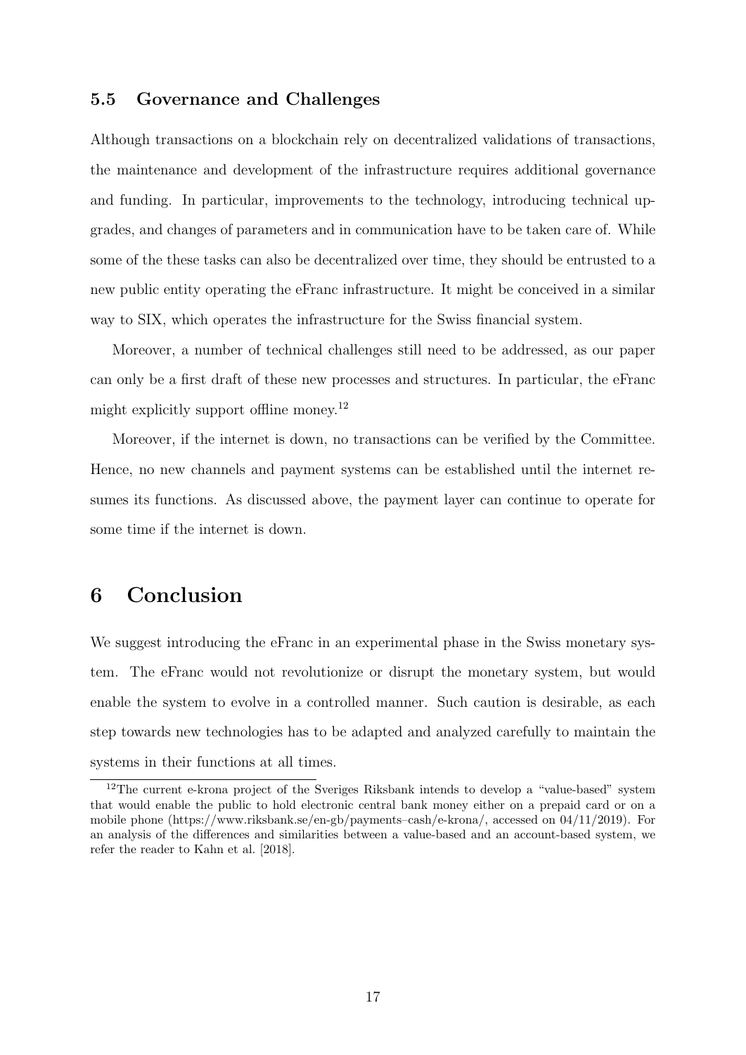### 5.5 Governance and Challenges

Although transactions on a blockchain rely on decentralized validations of transactions, the maintenance and development of the infrastructure requires additional governance and funding. In particular, improvements to the technology, introducing technical upgrades, and changes of parameters and in communication have to be taken care of. While some of the these tasks can also be decentralized over time, they should be entrusted to a new public entity operating the eFranc infrastructure. It might be conceived in a similar way to SIX, which operates the infrastructure for the Swiss financial system.

Moreover, a number of technical challenges still need to be addressed, as our paper can only be a first draft of these new processes and structures. In particular, the eFranc might explicitly support offline money.[12]

Moreover, if the internet is down, no transactions can be verified by the Committee. Hence, no new channels and payment systems can be established until the internet resumes its functions. As discussed above, the payment layer can continue to operate for some time if the internet is down.

## 6 Conclusion

We suggest introducing the eFranc in an experimental phase in the Swiss monetary system. The eFranc would not revolutionize or disrupt the monetary system, but would enable the system to evolve in a controlled manner. Such caution is desirable, as each step towards new technologies has to be adapted and analyzed carefully to maintain the systems in their functions at all times.

[12] The current e-krona project of the Sveriges Riksbank intends to develop a "value-based" system that would enable the public to hold electronic central bank money either on a prepaid card or on a mobile phone (https://www.riksbank.se/en-gb/payments–cash/e-krona/, accessed on 04/11/2019). For an analysis of the differences and similarities between a value-based and an account-based system, we refer the reader to Kahn et al. [2018].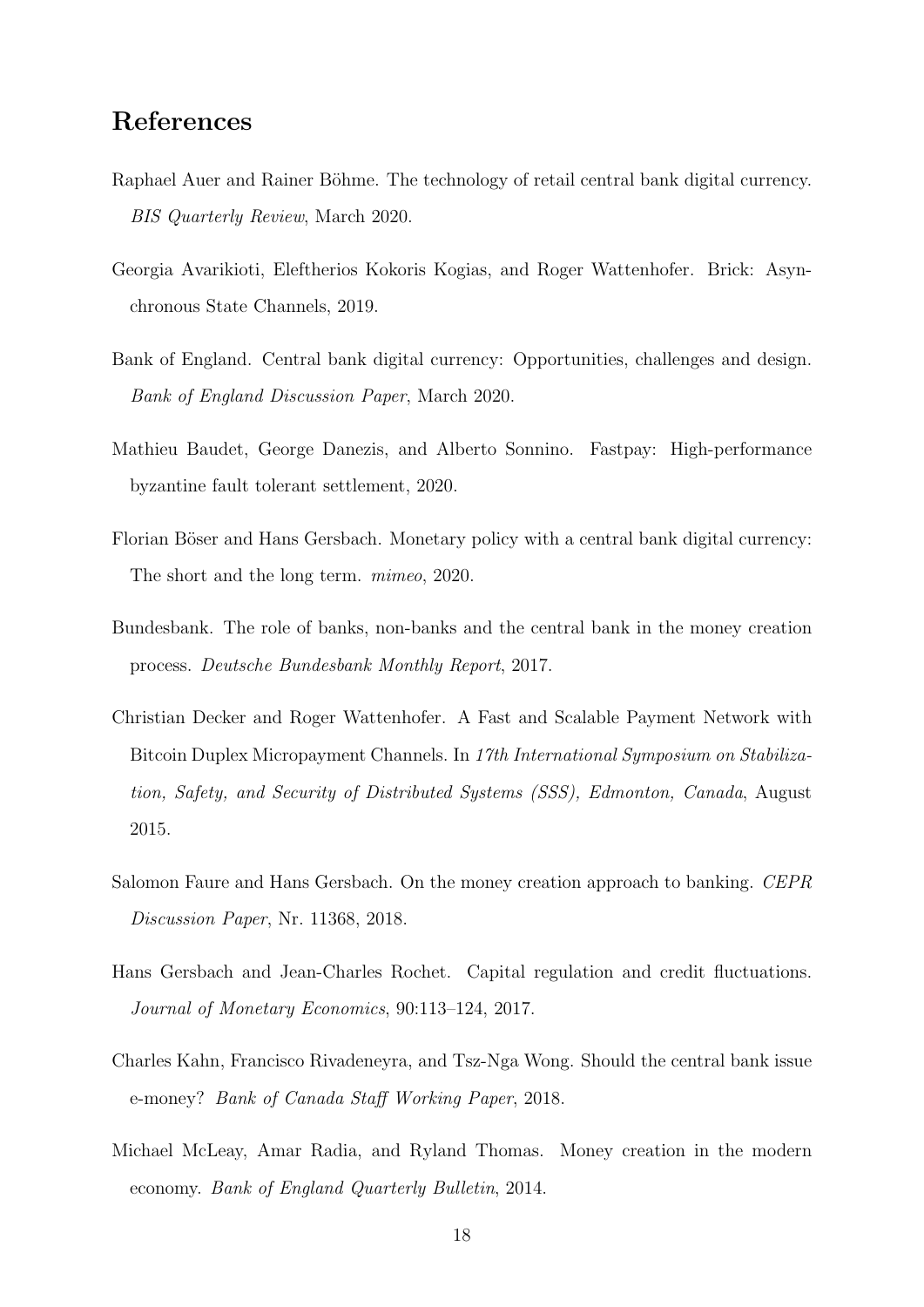## References

Raphael Auer and Rainer Böhme. The technology of retail central bank digital currency. *BIS Quarterly Review*, March 2020.

Georgia Avarikioti, Eleftherios Kokoris Kogias, and Roger Wattenhofer. Brick: Asynchronous State Channels, 2019.

Bank of England. Central bank digital currency: Opportunities, challenges and design. *Bank of England Discussion Paper*, March 2020.

Mathieu Baudet, George Danezis, and Alberto Sonnino. Fastpay: High-performance byzantine fault tolerant settlement, 2020.

Florian Böser and Hans Gersbach. Monetary policy with a central bank digital currency: The short and the long term. *mimeo*, 2020.

Bundesbank. The role of banks, non-banks and the central bank in the money creation process. *Deutsche Bundesbank Monthly Report*, 2017.

Christian Decker and Roger Wattenhofer. A Fast and Scalable Payment Network with Bitcoin Duplex Micropayment Channels. In *17th International Symposium on Stabilization, Safety, and Security of Distributed Systems (SSS), Edmonton, Canada*, August 2015.

Salomon Faure and Hans Gersbach. On the money creation approach to banking. *CEPR Discussion Paper*, Nr. 11368, 2018.

Hans Gersbach and Jean-Charles Rochet. Capital regulation and credit fluctuations. *Journal of Monetary Economics*, 90:113–124, 2017.

Charles Kahn, Francisco Rivadeneyra, and Tsz-Nga Wong. Should the central bank issue e-money? *Bank of Canada Staff Working Paper*, 2018.

Michael McLeay, Amar Radia, and Ryland Thomas. Money creation in the modern economy. *Bank of England Quarterly Bulletin*, 2014.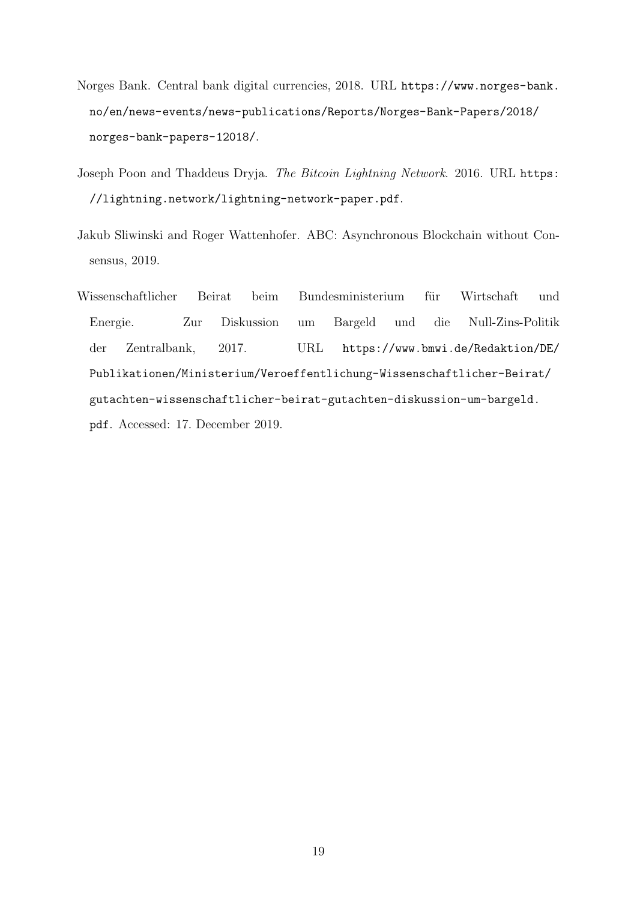Norges Bank. Central bank digital currencies, 2018. URL https://www.norges-bank.no/en/news-events/news-publications/Reports/Norges-Bank-Papers/2018/norges-bank-papers-12018/.

Joseph Poon and Thaddeus Dryja. *The Bitcoin Lightning Network*. 2016. URL https://lightning.network/lightning-network-paper.pdf.

Jakub Sliwinski and Roger Wattenhofer. ABC: Asynchronous Blockchain without Consensus, 2019.

Wissenschaftlicher Beirat beim Bundesministerium für Wirtschaft und Energie. Zur Diskussion um Bargeld und die Null-Zins-Politik der Zentralbank, 2017. URL https://www.bmwi.de/Redaktion/DE/Publikationen/Ministerium/Veroeffentlichung-Wissenschaftlicher-Beirat/gutachten-wissenschaftlicher-beirat-gutachten-diskussion-um-bargeld.pdf. Accessed: 17. December 2019.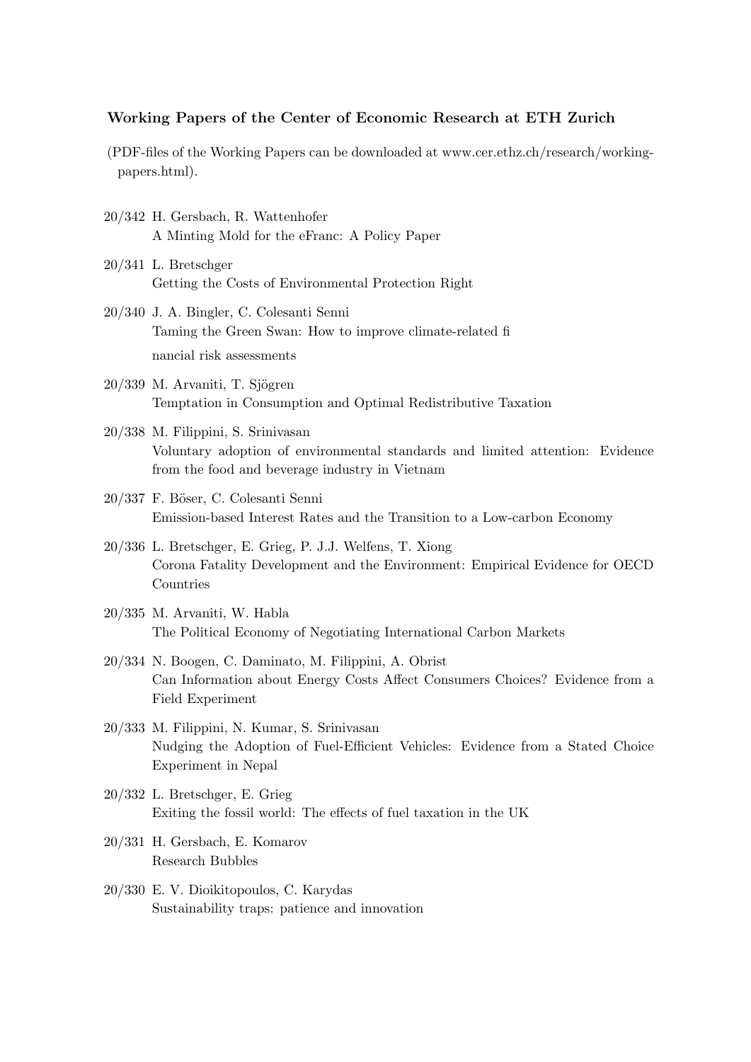**Working Papers of the Center of Economic Research at ETH Zurich**

(PDF-files of the Working Papers can be downloaded at www.cer.ethz.ch/research/working-papers.html).

20/342 H. Gersbach, R. Wattenhofer
A Minting Mold for the eFranc: A Policy Paper

20/341 L. Bretschger
Getting the Costs of Environmental Protection Right

20/340 J. A. Bingler, C. Colesanti Senni
Taming the Green Swan: How to improve climate-related fi
nancial risk assessments

20/339 M. Arvaniti, T. Sjögren
Temptation in Consumption and Optimal Redistributive Taxation

20/338 M. Filippini, S. Srinivasan
Voluntary adoption of environmental standards and limited attention: Evidence from the food and beverage industry in Vietnam

20/337 F. Böser, C. Colesanti Senni
Emission-based Interest Rates and the Transition to a Low-carbon Economy

20/336 L. Bretschger, E. Grieg, P. J.J. Welfens, T. Xiong
Corona Fatality Development and the Environment: Empirical Evidence for OECD Countries

20/335 M. Arvaniti, W. Habla
The Political Economy of Negotiating International Carbon Markets

20/334 N. Boogen, C. Daminato, M. Filippini, A. Obrist
Can Information about Energy Costs Affect Consumers Choices? Evidence from a Field Experiment

20/333 M. Filippini, N. Kumar, S. Srinivasan
Nudging the Adoption of Fuel-Efficient Vehicles: Evidence from a Stated Choice Experiment in Nepal

20/332 L. Bretschger, E. Grieg
Exiting the fossil world: The effects of fuel taxation in the UK

20/331 H. Gersbach, E. Komarov
Research Bubbles

20/330 E. V. Dioikitopoulos, C. Karydas
Sustainability traps: patience and innovation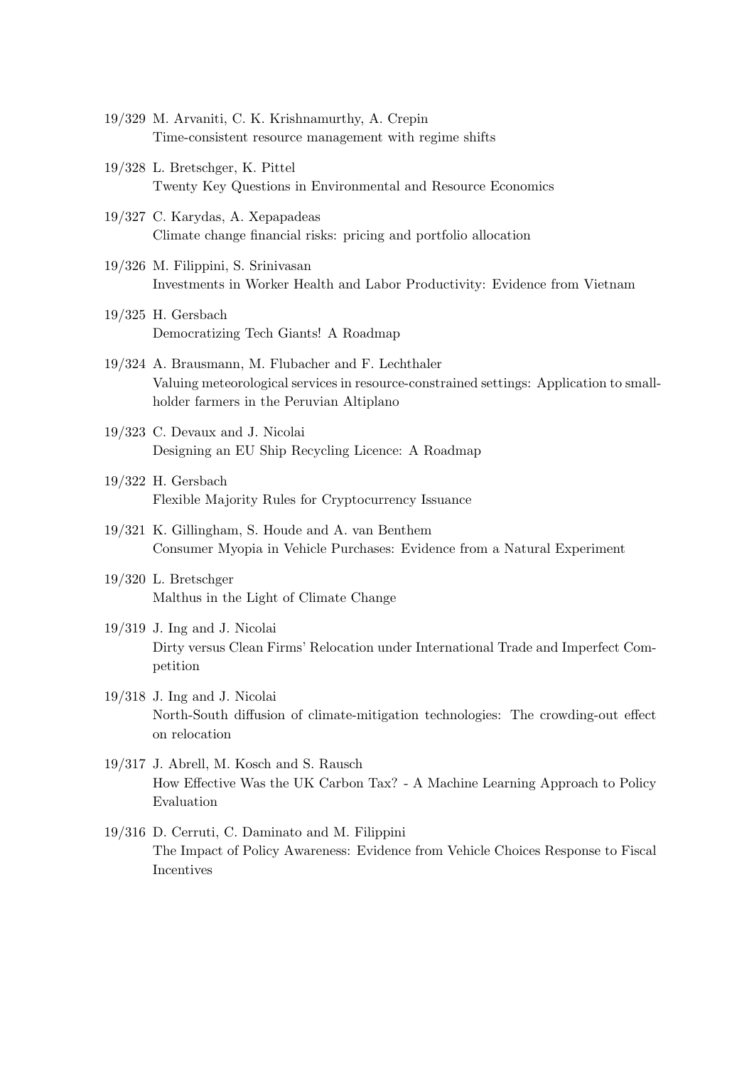19/329 M. Arvaniti, C. K. Krishnamurthy, A. Crepin
Time-consistent resource management with regime shifts

19/328 L. Bretschger, K. Pittel
Twenty Key Questions in Environmental and Resource Economics

19/327 C. Karydas, A. Xepapadeas
Climate change financial risks: pricing and portfolio allocation

19/326 M. Filippini, S. Srinivasan
Investments in Worker Health and Labor Productivity: Evidence from Vietnam

19/325 H. Gersbach
Democratizing Tech Giants! A Roadmap

19/324 A. Brausmann, M. Flubacher and F. Lechthaler
Valuing meteorological services in resource-constrained settings: Application to smallholder farmers in the Peruvian Altiplano

19/323 C. Devaux and J. Nicolai
Designing an EU Ship Recycling Licence: A Roadmap

19/322 H. Gersbach
Flexible Majority Rules for Cryptocurrency Issuance

19/321 K. Gillingham, S. Houde and A. van Benthem
Consumer Myopia in Vehicle Purchases: Evidence from a Natural Experiment

19/320 L. Bretschger
Malthus in the Light of Climate Change

19/319 J. Ing and J. Nicolai
Dirty versus Clean Firms' Relocation under International Trade and Imperfect Competition

19/318 J. Ing and J. Nicolai
North-South diffusion of climate-mitigation technologies: The crowding-out effect on relocation

19/317 J. Abrell, M. Kosch and S. Rausch
How Effective Was the UK Carbon Tax? - A Machine Learning Approach to Policy Evaluation

19/316 D. Cerruti, C. Daminato and M. Filippini
The Impact of Policy Awareness: Evidence from Vehicle Choices Response to Fiscal Incentives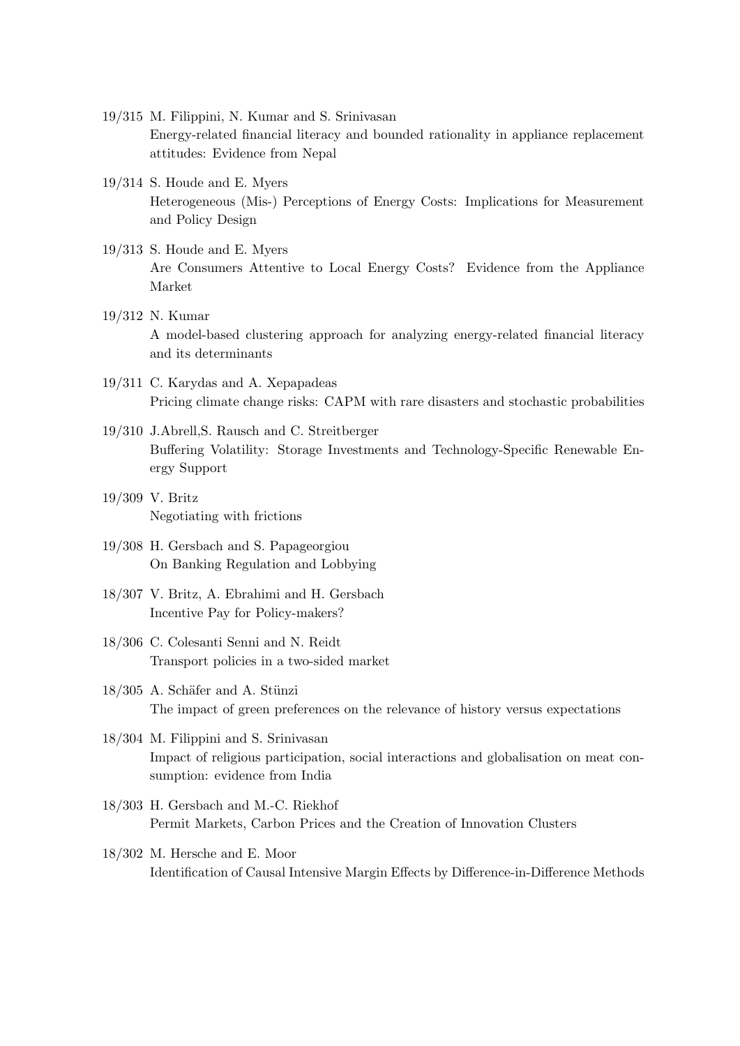19/315 M. Filippini, N. Kumar and S. Srinivasan
Energy-related financial literacy and bounded rationality in appliance replacement attitudes: Evidence from Nepal

19/314 S. Houde and E. Myers
Heterogeneous (Mis-) Perceptions of Energy Costs: Implications for Measurement and Policy Design

19/313 S. Houde and E. Myers
Are Consumers Attentive to Local Energy Costs? Evidence from the Appliance Market

19/312 N. Kumar
A model-based clustering approach for analyzing energy-related financial literacy and its determinants

19/311 C. Karydas and A. Xepapadeas
Pricing climate change risks: CAPM with rare disasters and stochastic probabilities

19/310 J.Abrell,S. Rausch and C. Streitberger
Buffering Volatility: Storage Investments and Technology-Specific Renewable Energy Support

19/309 V. Britz
Negotiating with frictions

19/308 H. Gersbach and S. Papageorgiou
On Banking Regulation and Lobbying

18/307 V. Britz, A. Ebrahimi and H. Gersbach
Incentive Pay for Policy-makers?

18/306 C. Colesanti Senni and N. Reidt
Transport policies in a two-sided market

18/305 A. Schäfer and A. Stünzi
The impact of green preferences on the relevance of history versus expectations

18/304 M. Filippini and S. Srinivasan
Impact of religious participation, social interactions and globalisation on meat consumption: evidence from India

18/303 H. Gersbach and M.-C. Riekhof
Permit Markets, Carbon Prices and the Creation of Innovation Clusters

18/302 M. Hersche and E. Moor
Identification of Causal Intensive Margin Effects by Difference-in-Difference Methods